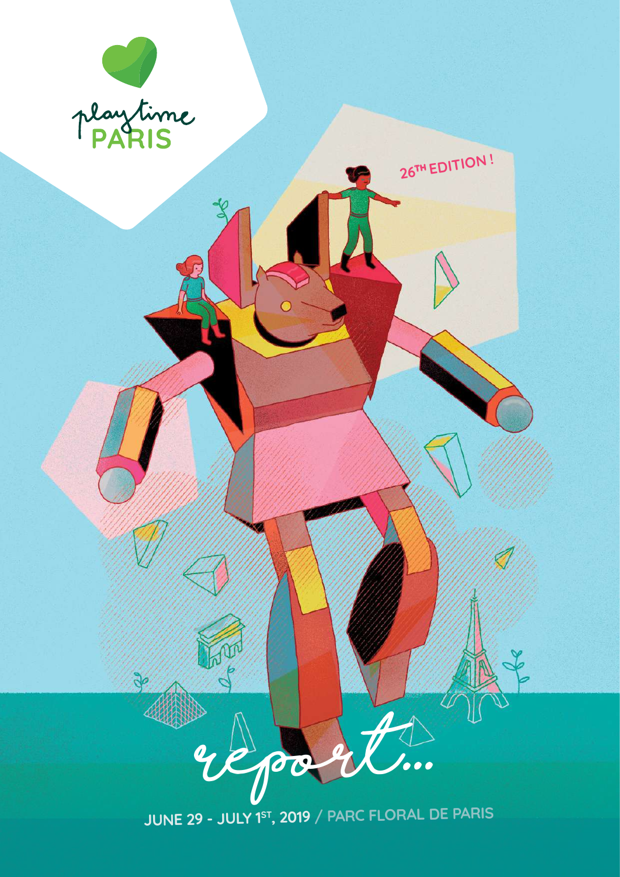playtime

PARIS

26TH EDITION !

# report...

JUNE 29 - JULY 1ST, 2019 / PARC FLORAL DE PARIS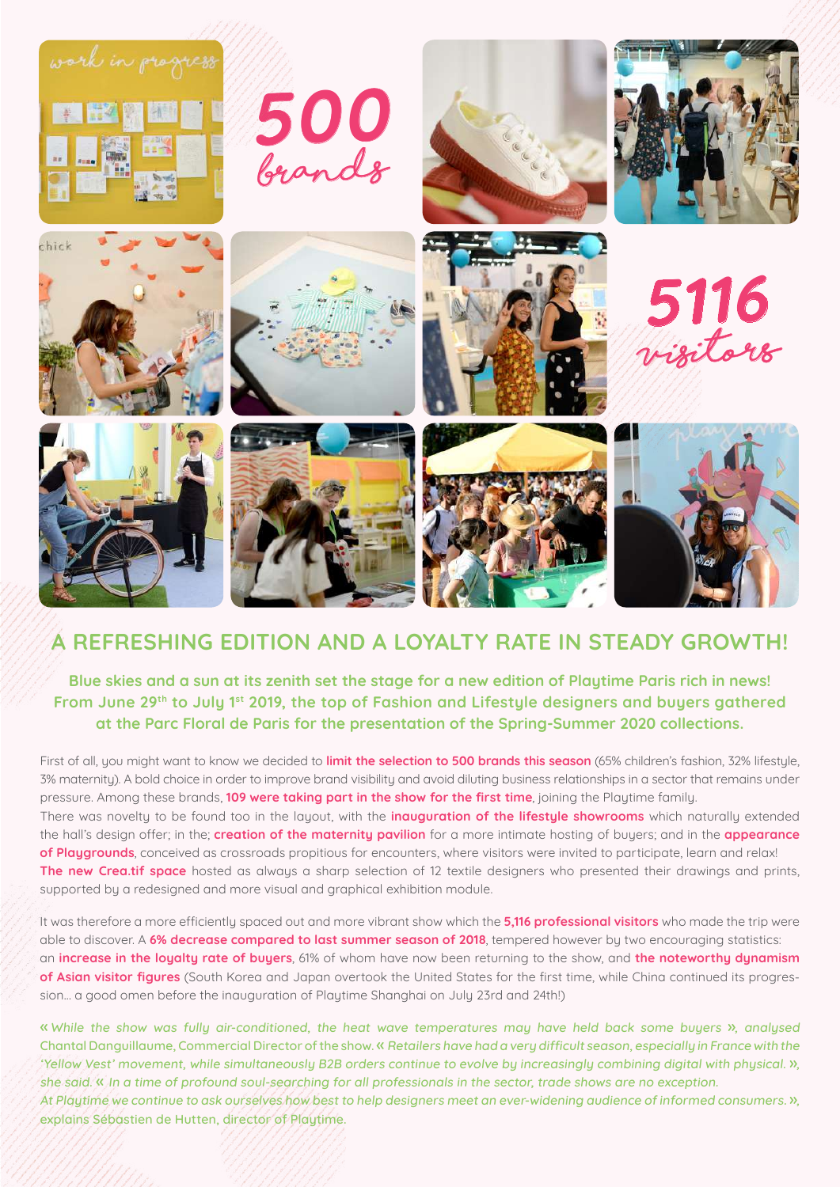500 brands

5116 visitors

# A REFRESHING EDITION AND A LOYALTY RATE IN STEADY GROWTH!

**Blue skies and a sun at its zenith set the stage for a new edition of Playtime Paris rich in news! From June 29th to July 1st 2019, the top of Fashion and Lifestyle designers and buyers gathered at the Parc Floral de Paris for the presentation of the Spring-Summer 2020 collections.**

First of all, you might want to know we decided to **limit the selection to 500 brands this season** (65% children's fashion, 32% lifestyle, 3% maternity). A bold choice in order to improve brand visibility and avoid diluting business relationships in a sector that remains under pressure. Among these brands, **109 were taking part in the show for the first time**, joining the Playtime family.

There was novelty to be found too in the layout, with the **inauguration of the lifestyle showrooms** which naturally extended the hall's design offer; in the; **creation of the maternity pavilion** for a more intimate hosting of buyers; and in the **appearance of Playgrounds**, conceived as crossroads propitious for encounters, where visitors were invited to participate, learn and relax! **The new Crea.tif space** hosted as always a sharp selection of 12 textile designers who presented their drawings and prints, supported by a redesigned and more visual and graphical exhibition module.

It was therefore a more efficiently spaced out and more vibrant show which the **5,116 professional visitors** who made the trip were able to discover. A **6% decrease compared to last summer season of 2018**, tempered however by two encouraging statistics: an **increase in the loyalty rate of buyers**, 61% of whom have now been returning to the show, and **the noteworthy dynamism of Asian visitor figures** (South Korea and Japan overtook the United States for the first time, while China continued its progression… a good omen before the inauguration of Playtime Shanghai on July 23rd and 24th!)

*« While the show was fully air-conditioned, the heat wave temperatures may have held back some buyers »*, analysed Chantal Danguillaume, Commercial Director of the show. *« Retailers have had a very difficult season, especially in France with the 'Yellow Vest' movement, while simultaneously B2B orders continue to evolve by increasingly combining digital with physical. »*, she said. *« In a time of profound soul-searching for all professionals in the sector, trade shows are no exception. At Playtime we continue to ask ourselves how best to help designers meet an ever-widening audience of informed consumers. »*, explains Sébastien de Hutten, director of Playtime.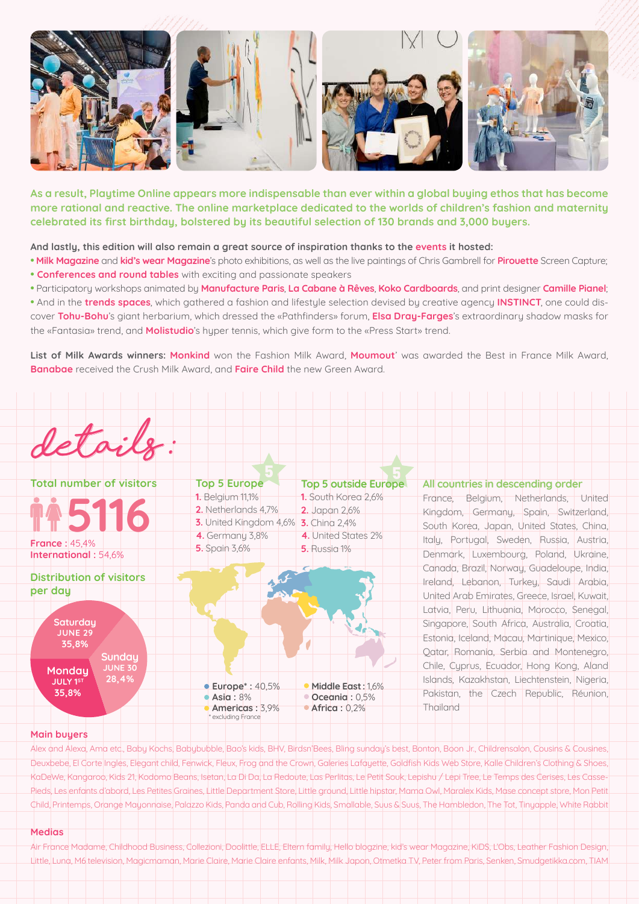As a result, Playtime Online appears more indispensable than ever within a global buying ethos that has become more rational and reactive. The online marketplace dedicated to the worlds of children's fashion and maternity celebrated its first birthday, bolstered by its beautiful selection of 130 brands and 3,000 buyers.

And lastly, this edition will also remain a great source of inspiration thanks to the events it hosted:

- Milk Magazine and kid's wear Magazine's photo exhibitions, as well as the live paintings of Chris Gambrell for Pirouette Screen Capture;
- Conferences and round tables with exciting and passionate speakers
- Participatory workshops animated by Manufacture Paris, La Cabane à Rêves, Koko Cardboards, and print designer Camille Pianel;
- And in the trends spaces, which gathered a fashion and lifestyle selection devised by creative agency INSTINCT, one could discover Tohu-Bohu's giant herbarium, which dressed the «Pathfinders» forum, Elsa Dray-Farges's extraordinary shadow masks for the «Fantasia» trend, and Molistudio's hyper tennis, which give form to the «Press Start» trend.

List of Milk Awards winners: Monkind won the Fashion Milk Award, Moumout' was awarded the Best in France Milk Award, Banabae received the Crush Milk Award, and Faire Child the new Green Award.

# details:

## Total number of visitors

**5116**

France : 45,4%
International : 54,6%

## Distribution of visitors per day

- Saturday JUNE 29: 35,8%
- Sunday JUNE 30: 28,4%
- Monday JULY 1ST: 35,8%

## Top 5 Europe

1. Belgium 11,1%
2. Netherlands 4,7%
3. United Kingdom 4,6%
4. Germany 3,8%
5. Spain 3,6%

## Top 5 outside Europe

1. South Korea 2,6%
2. Japan 2,6%
3. China 2,4%
4. United States 2%
5. Russia 1%

- Europe* : 40,5%
- Asia : 8%
- Americas : 3,9%
- Middle East : 1,6%
- Oceania : 0,5%
- Africa : 0,2%

\* excluding France

## All countries in descending order

France, Belgium, Netherlands, United Kingdom, Germany, Spain, Switzerland, South Korea, Japan, United States, China, Italy, Portugal, Sweden, Russia, Austria, Denmark, Luxembourg, Poland, Ukraine, Canada, Brazil, Norway, Guadeloupe, India, Ireland, Lebanon, Turkey, Saudi Arabia, United Arab Emirates, Greece, Israel, Kuwait, Latvia, Peru, Lithuania, Morocco, Senegal, Singapore, South Africa, Australia, Croatia, Estonia, Iceland, Macau, Martinique, Mexico, Qatar, Romania, Serbia and Montenegro, Chile, Cyprus, Ecuador, Hong Kong, Aland Islands, Kazakhstan, Liechtenstein, Nigeria, Pakistan, the Czech Republic, Réunion, Thailand

## Main buyers

Alex and Alexa, Ama etc., Baby Kochs, Babybubble, Bao's kids, BHV, Birdsn'Bees, Bling sunday's best, Bonton, Boon Jr., Childrensalon, Cousins & Cousines, Deuxbebe, El Corte Ingles, Elegant child, Fenwick, Fleux, Frog and the Crown, Galeries Lafayette, Goldfish Kids Web Store, Kalle Children's Clothing & Shoes, KaDeWe, Kangaroo, Kids 21, Kodomo Beans, Isetan, La Di Da, La Redoute, Las Perlitas, Le Petit Souk, Lepishu / Lepi Tree, Le Temps des Cerises, Les Casse-Pieds, Les enfants d'abord, Les Petites Graines, Little Department Store, Little ground, Little hipstar, Mama Owl, Maralex Kids, Mase concept store, Mon Petit Child, Printemps, Orange Mayonnaise, Palazzo Kids, Panda and Cub, Rolling Kids, Smallable, Suus & Suus, The Hambledon, The Tot, Tinyapple, White Rabbit

## Medias

Air France Madame, Childhood Business, Collezioni, Doolittle, ELLE, Eltern family, Hello blogzine, kid's wear Magazine, KiDS, L'Obs, Leather Fashion Design, Little, Luna, M6 television, Magicmaman, Marie Claire, Marie Claire enfants, Milk, Milk Japon, Otmetka TV, Peter from Paris, Senken, Smudgetikka.com, TIAM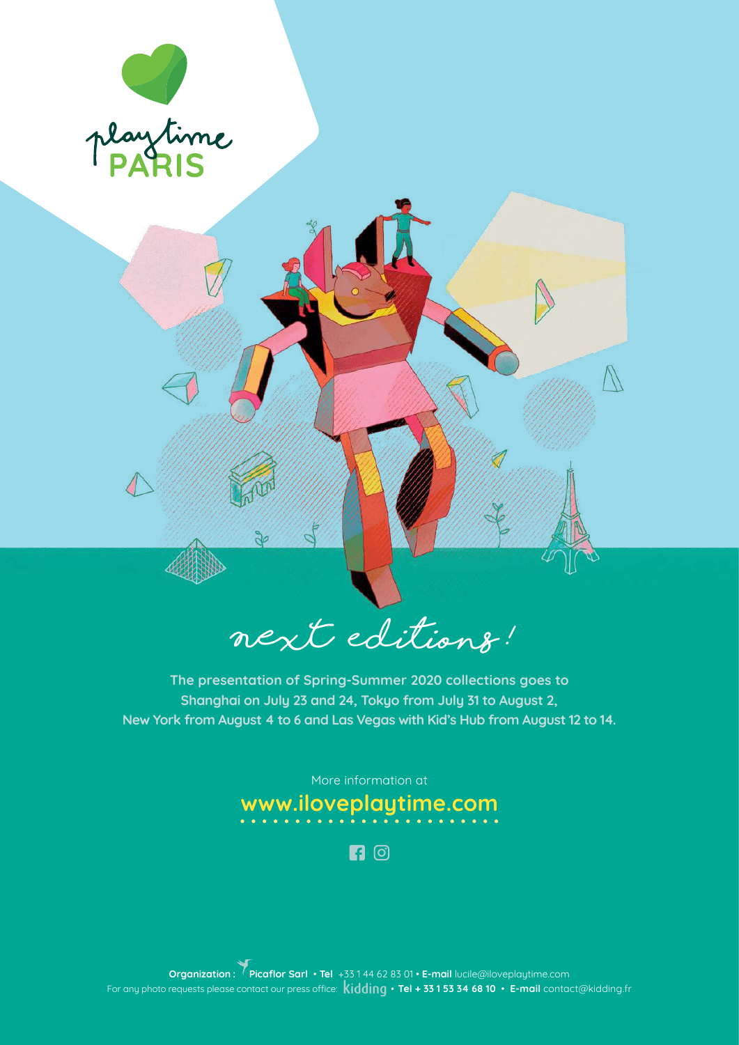playtime PARIS

# next editions!

**The presentation of Spring-Summer 2020 collections goes to Shanghai on July 23 and 24, Tokyo from July 31 to August 2, New York from August 4 to 6 and Las Vegas with Kid's Hub from August 12 to 14.**

More information at

**www.iloveplaytime.com**

**Organization :** **Picaflor Sarl** • **Tel** +33 1 44 62 83 01 • **E-mail** lucile@iloveplaytime.com

For any photo requests please contact our press office: kidding • **Tel + 33 1 53 34 68 10** • **E-mail** contact@kidding.fr